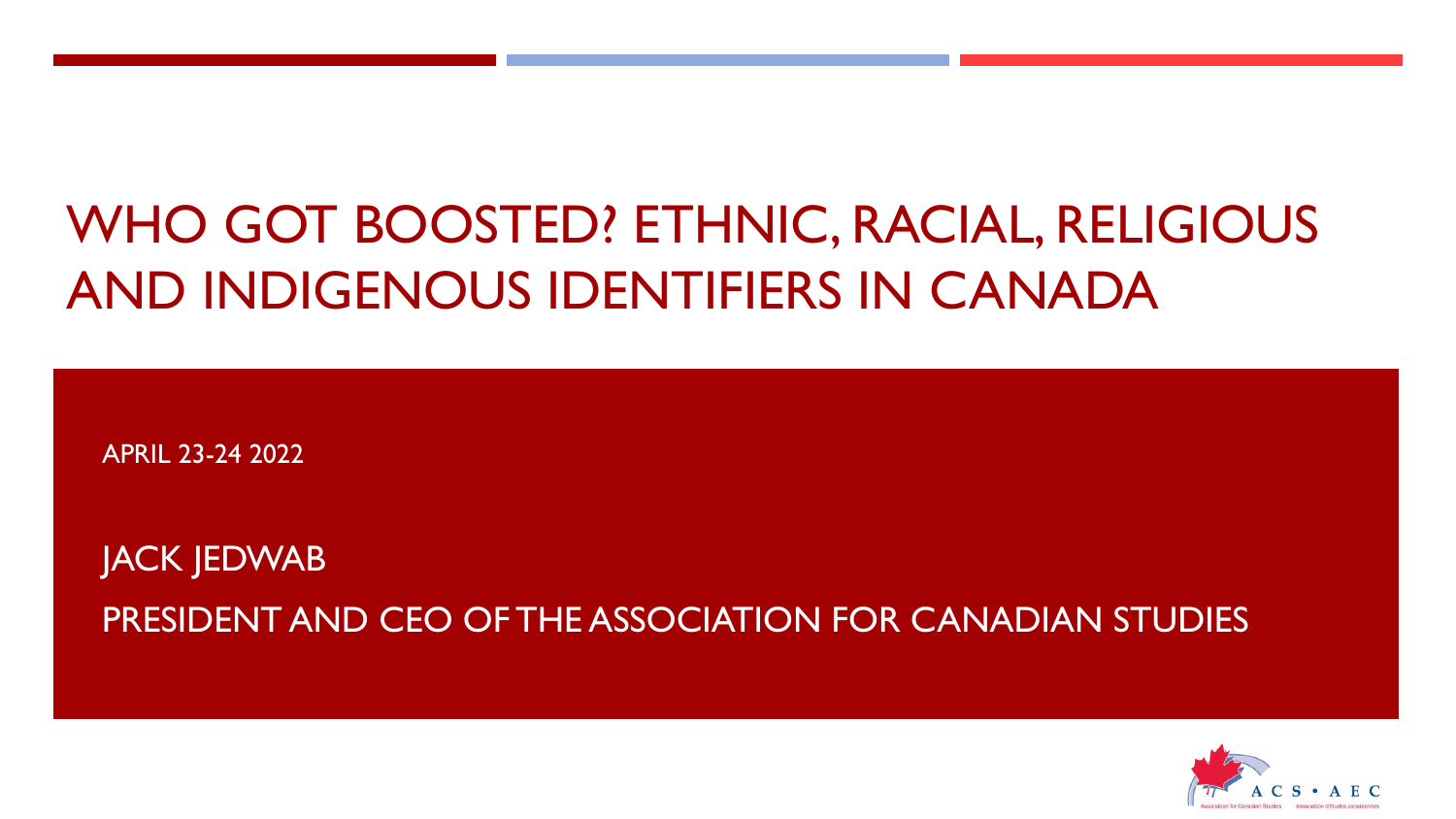# WHO GOT BOOSTED? ETHNIC, RACIAL, RELIGIOUS AND INDIGENOUS IDENTIFIERS IN CANADA

APRIL 23-24 2022

JACK JEDWAB

PRESIDENT AND CEO OF THE ASSOCIATION FOR CANADIAN STUDIES

ACS • AEC

Association for Canadian Studies Association d'études canadiennes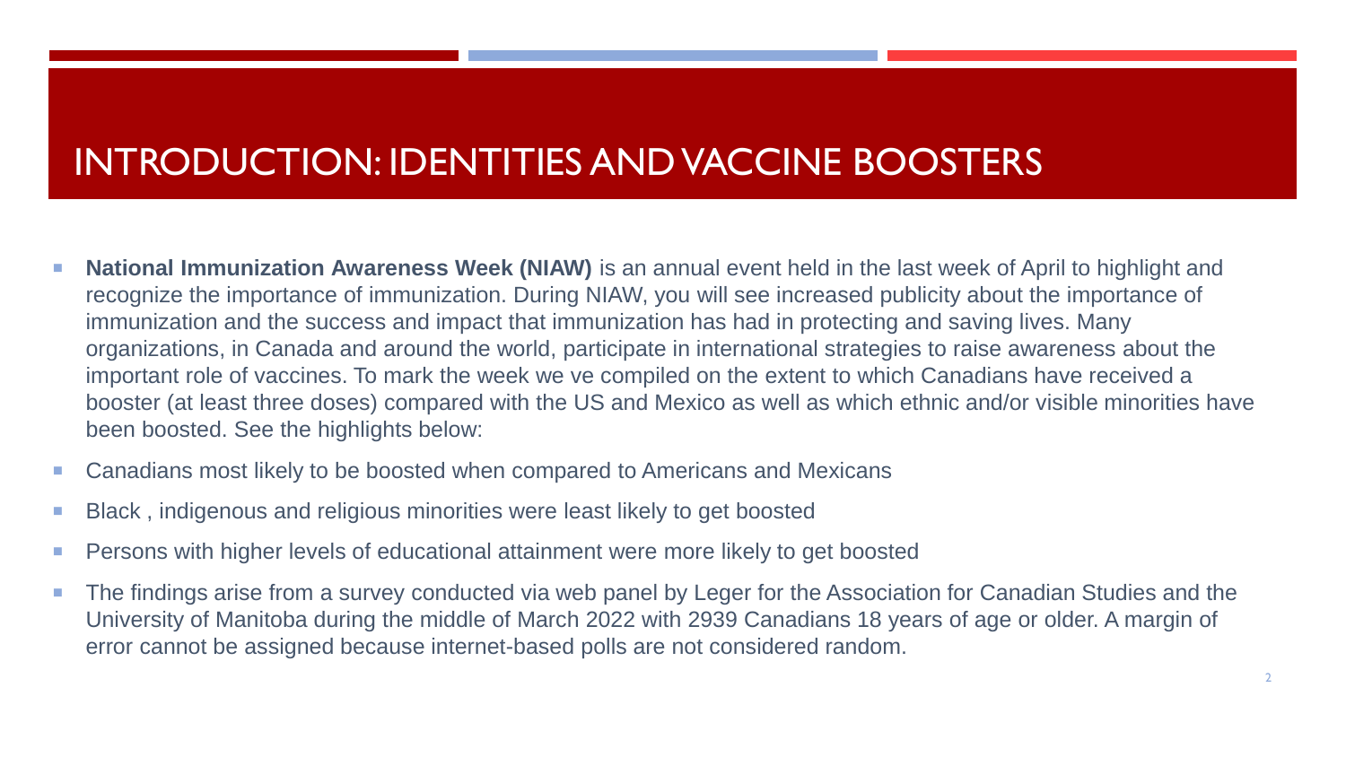# INTRODUCTION: IDENTITIES AND VACCINE BOOSTERS

- **National Immunization Awareness Week (NIAW)** is an annual event held in the last week of April to highlight and recognize the importance of immunization. During NIAW, you will see increased publicity about the importance of immunization and the success and impact that immunization has had in protecting and saving lives. Many organizations, in Canada and around the world, participate in international strategies to raise awareness about the important role of vaccines. To mark the week we ve compiled on the extent to which Canadians have received a booster (at least three doses) compared with the US and Mexico as well as which ethnic and/or visible minorities have been boosted. See the highlights below:
- Canadians most likely to be boosted when compared to Americans and Mexicans
- Black , indigenous and religious minorities were least likely to get boosted
- Persons with higher levels of educational attainment were more likely to get boosted
- The findings arise from a survey conducted via web panel by Leger for the Association for Canadian Studies and the University of Manitoba during the middle of March 2022 with 2939 Canadians 18 years of age or older. A margin of error cannot be assigned because internet-based polls are not considered random.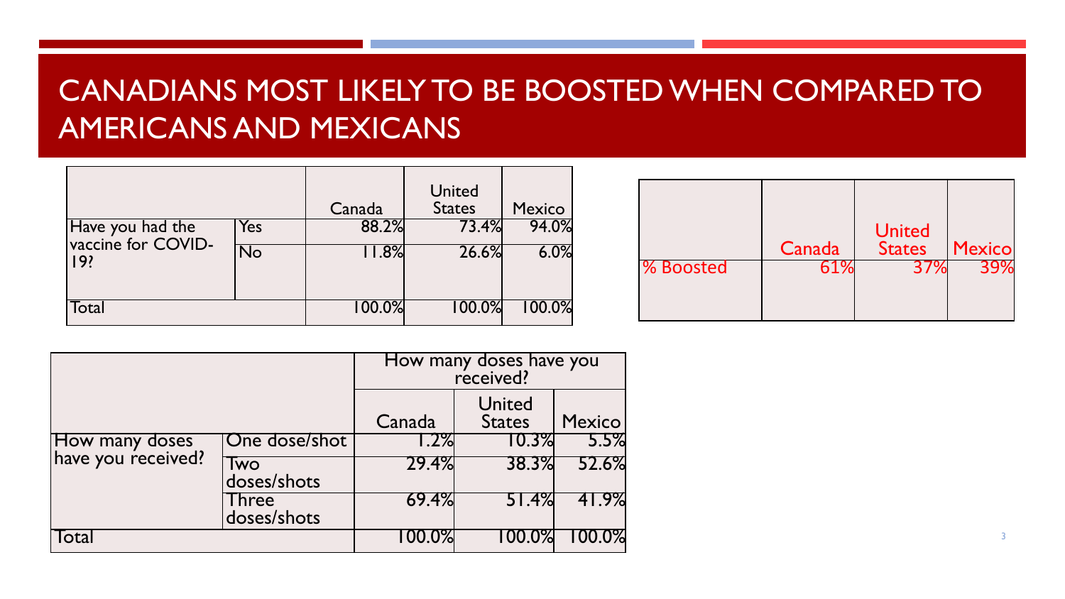# CANADIANS MOST LIKELY TO BE BOOSTED WHEN COMPARED TO AMERICANS AND MEXICANS

| | | Canada | United States | Mexico |
|---|---|---|---|---|
| Have you had the vaccine for COVID-19? | Yes | 88.2% | 73.4% | 94.0% |
| | No | 11.8% | 26.6% | 6.0% |
| Total | | 100.0% | 100.0% | 100.0% |

| | Canada | United States | Mexico |
|---|---|---|---|
| % Boosted | 61% | 37% | 39% |

| | | How many doses have you received? | | |
|---|---|---|---|---|
| | | Canada | United States | Mexico |
| How many doses have you received? | One dose/shot | 1.2% | 10.3% | 5.5% |
| | Two doses/shots | 29.4% | 38.3% | 52.6% |
| | Three doses/shots | 69.4% | 51.4% | 41.9% |
| Total | | 100.0% | 100.0% | 100.0% |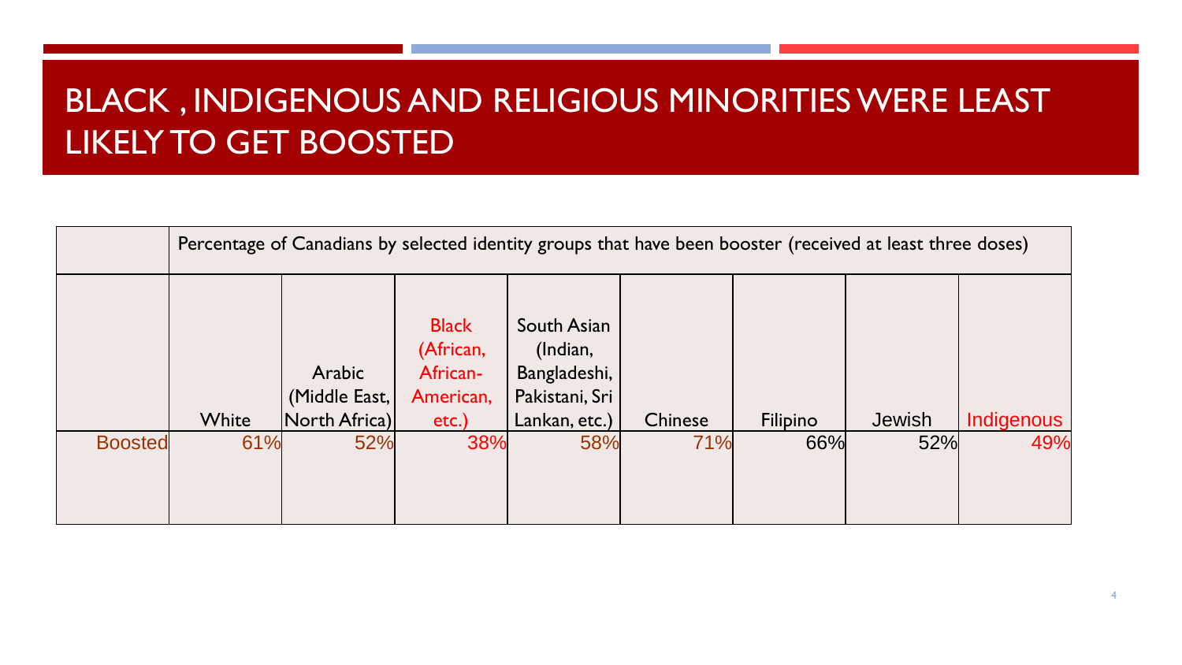# BLACK , INDIGENOUS AND RELIGIOUS MINORITIES WERE LEAST LIKELY TO GET BOOSTED

| | Percentage of Canadians by selected identity groups that have been booster (received at least three doses) | | | | | | | |
|---|---|---|---|---|---|---|---|---|
| | White | Arabic (Middle East, North Africa) | Black (African, African-American, etc.) | South Asian (Indian, Bangladeshi, Pakistani, Sri Lankan, etc.) | Chinese | Filipino | Jewish | Indigenous |
| Boosted | 61% | 52% | 38% | 58% | 71% | 66% | 52% | 49% |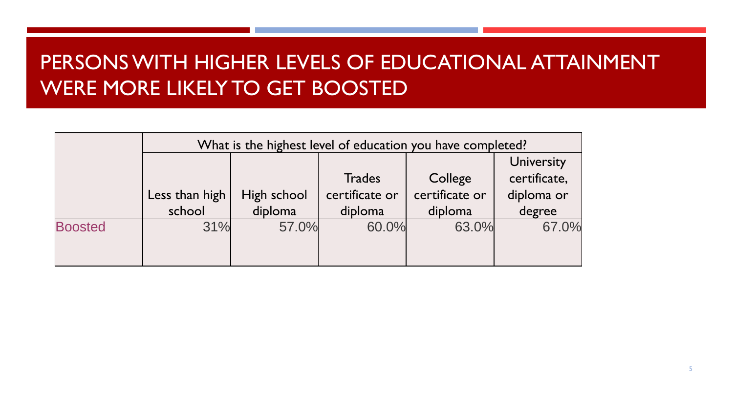# PERSONS WITH HIGHER LEVELS OF EDUCATIONAL ATTAINMENT WERE MORE LIKELY TO GET BOOSTED

| | What is the highest level of education you have completed? | | | | |
|---|---|---|---|---|---|
| | Less than high school | High school diploma | Trades certificate or diploma | College certificate or diploma | University certificate, diploma or degree |
| Boosted | 31% | 57.0% | 60.0% | 63.0% | 67.0% |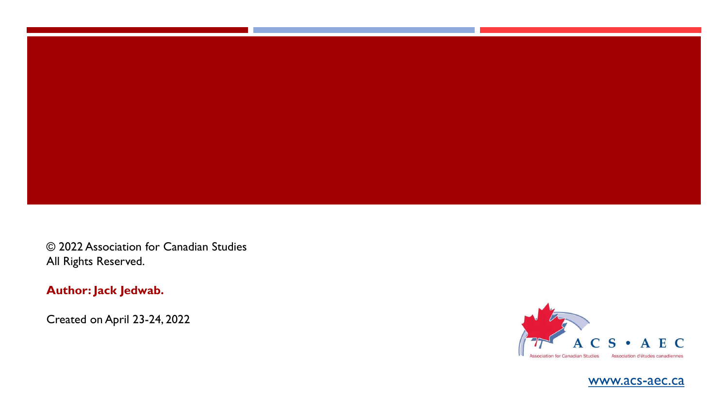© 2022 Association for Canadian Studies
All Rights Reserved.

**Author: Jack Jedwab.**

Created on April 23-24, 2022

ACS • AEC

Association for Canadian Studies Association d'études canadiennes

www.acs-aec.ca